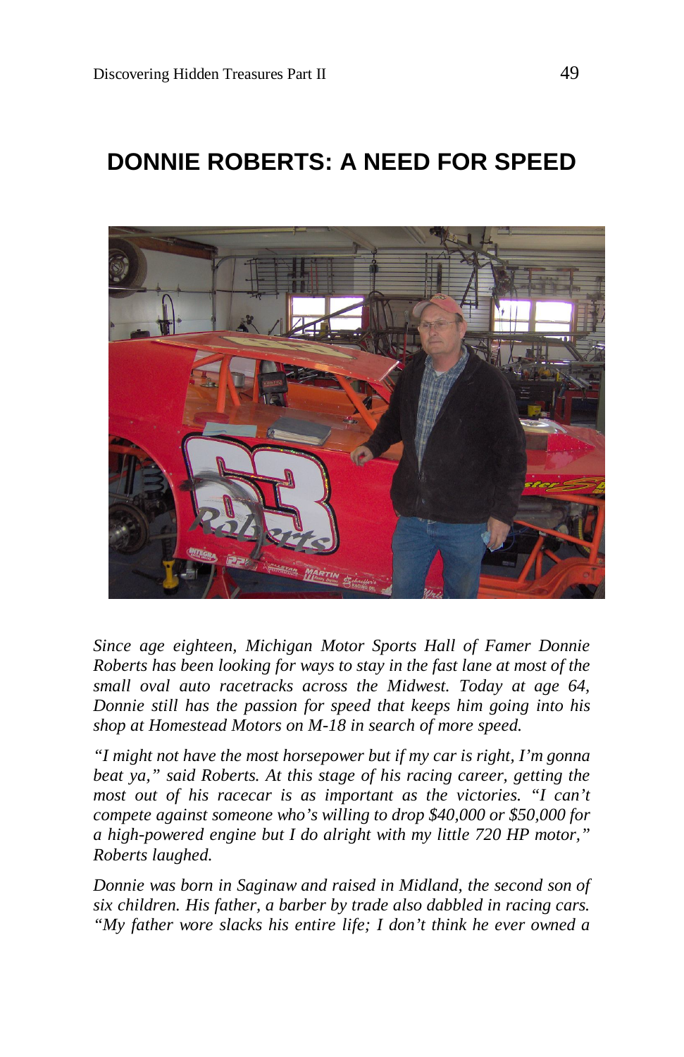# DONNIE ROBERTS: A NEED FOR SPEED

*Since age eighteen, Michigan Motor Sports Hall of Famer Donnie Roberts has been looking for ways to stay in the fast lane at most of the small oval auto racetracks across the Midwest. Today at age 64, Donnie still has the passion for speed that keeps him going into his shop at Homestead Motors on M-18 in search of more speed.*

*"I might not have the most horsepower but if my car is right, I'm gonna beat ya," said Roberts. At this stage of his racing career, getting the most out of his racecar is as important as the victories. "I can't compete against someone who's willing to drop $40,000 or $50,000 for a high-powered engine but I do alright with my little 720 HP motor," Roberts laughed.*

*Donnie was born in Saginaw and raised in Midland, the second son of six children. His father, a barber by trade also dabbled in racing cars. "My father wore slacks his entire life; I don't think he ever owned a*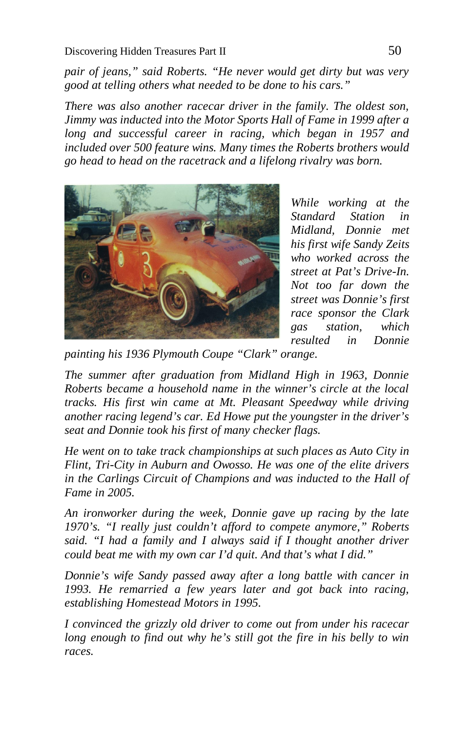*pair of jeans," said Roberts. "He never would get dirty but was very good at telling others what needed to be done to his cars."*

*There was also another racecar driver in the family. The oldest son, Jimmy was inducted into the Motor Sports Hall of Fame in 1999 after a long and successful career in racing, which began in 1957 and included over 500 feature wins. Many times the Roberts brothers would go head to head on the racetrack and a lifelong rivalry was born.*

*While working at the Standard Station in Midland, Donnie met his first wife Sandy Zeits who worked across the street at Pat's Drive-In. Not too far down the street was Donnie's first race sponsor the Clark gas station, which resulted in Donnie painting his 1936 Plymouth Coupe "Clark" orange.*

*The summer after graduation from Midland High in 1963, Donnie Roberts became a household name in the winner's circle at the local tracks. His first win came at Mt. Pleasant Speedway while driving another racing legend's car. Ed Howe put the youngster in the driver's seat and Donnie took his first of many checker flags.*

*He went on to take track championships at such places as Auto City in Flint, Tri-City in Auburn and Owosso. He was one of the elite drivers in the Carlings Circuit of Champions and was inducted to the Hall of Fame in 2005.*

*An ironworker during the week, Donnie gave up racing by the late 1970's. "I really just couldn't afford to compete anymore," Roberts said. "I had a family and I always said if I thought another driver could beat me with my own car I'd quit. And that's what I did."*

*Donnie's wife Sandy passed away after a long battle with cancer in 1993. He remarried a few years later and got back into racing, establishing Homestead Motors in 1995.*

*I convinced the grizzly old driver to come out from under his racecar long enough to find out why he's still got the fire in his belly to win races.*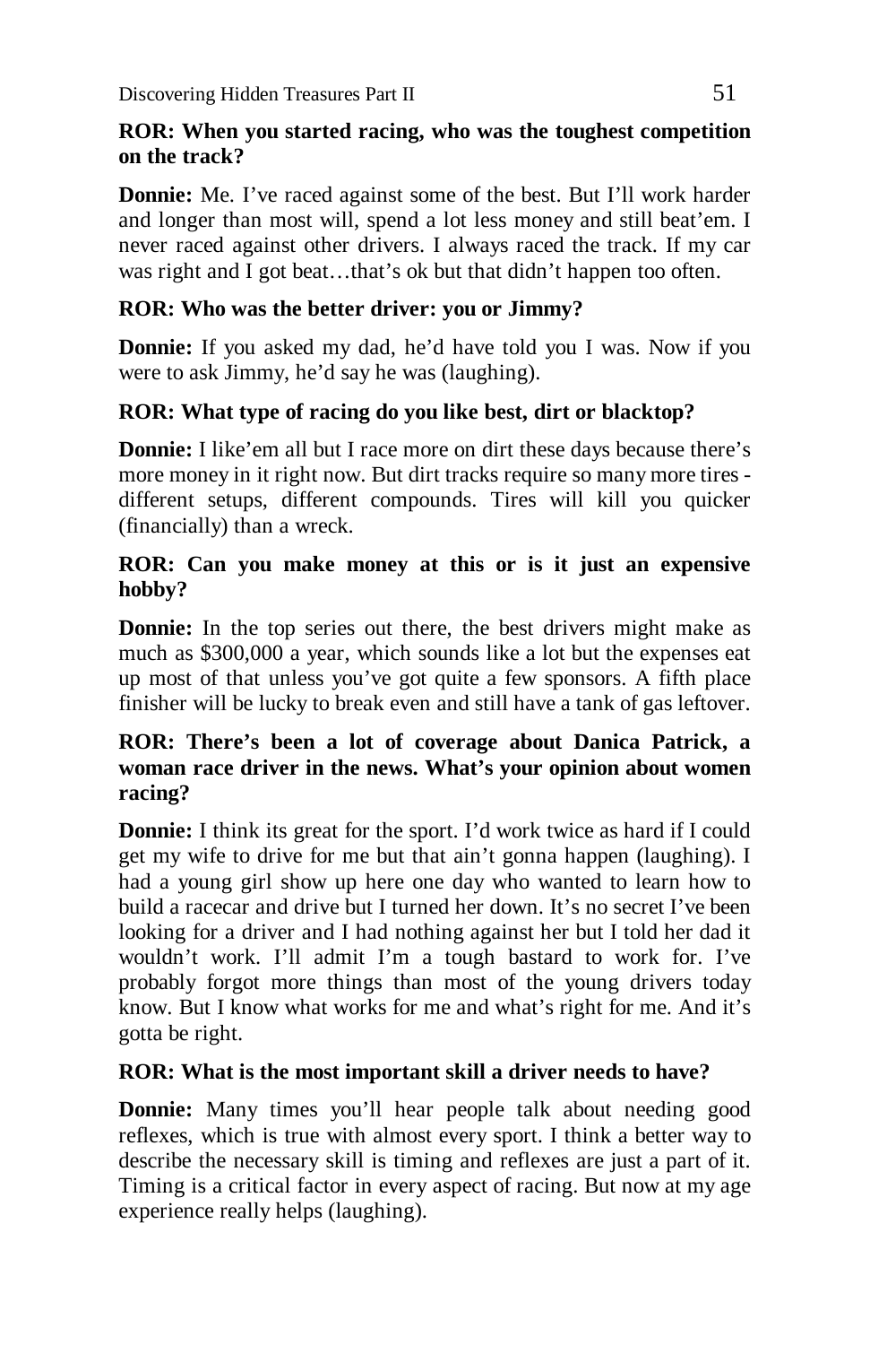**ROR: When you started racing, who was the toughest competition on the track?**

**Donnie:** Me. I've raced against some of the best. But I'll work harder and longer than most will, spend a lot less money and still beat'em. I never raced against other drivers. I always raced the track. If my car was right and I got beat…that's ok but that didn't happen too often.

**ROR: Who was the better driver: you or Jimmy?**

**Donnie:** If you asked my dad, he'd have told you I was. Now if you were to ask Jimmy, he'd say he was (laughing).

**ROR: What type of racing do you like best, dirt or blacktop?**

**Donnie:** I like'em all but I race more on dirt these days because there's more money in it right now. But dirt tracks require so many more tires - different setups, different compounds. Tires will kill you quicker (financially) than a wreck.

**ROR: Can you make money at this or is it just an expensive hobby?**

**Donnie:** In the top series out there, the best drivers might make as much as $300,000 a year, which sounds like a lot but the expenses eat up most of that unless you've got quite a few sponsors. A fifth place finisher will be lucky to break even and still have a tank of gas leftover.

**ROR: There's been a lot of coverage about Danica Patrick, a woman race driver in the news. What's your opinion about women racing?**

**Donnie:** I think its great for the sport. I'd work twice as hard if I could get my wife to drive for me but that ain't gonna happen (laughing). I had a young girl show up here one day who wanted to learn how to build a racecar and drive but I turned her down. It's no secret I've been looking for a driver and I had nothing against her but I told her dad it wouldn't work. I'll admit I'm a tough bastard to work for. I've probably forgot more things than most of the young drivers today know. But I know what works for me and what's right for me. And it's gotta be right.

**ROR: What is the most important skill a driver needs to have?**

**Donnie:** Many times you'll hear people talk about needing good reflexes, which is true with almost every sport. I think a better way to describe the necessary skill is timing and reflexes are just a part of it. Timing is a critical factor in every aspect of racing. But now at my age experience really helps (laughing).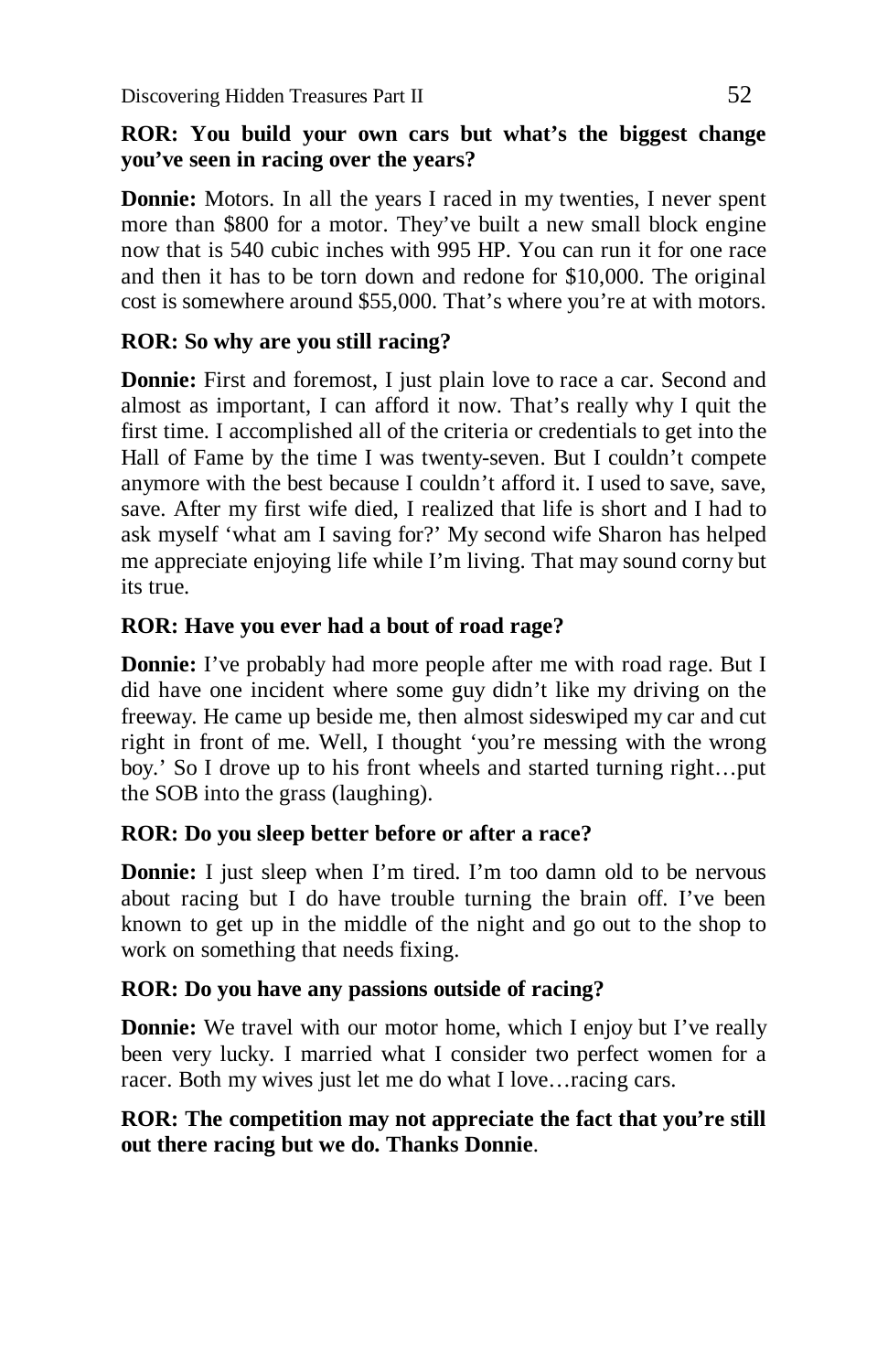**ROR: You build your own cars but what's the biggest change you've seen in racing over the years?**

**Donnie:** Motors. In all the years I raced in my twenties, I never spent more than $800 for a motor. They've built a new small block engine now that is 540 cubic inches with 995 HP. You can run it for one race and then it has to be torn down and redone for $10,000. The original cost is somewhere around $55,000. That's where you're at with motors.

**ROR: So why are you still racing?**

**Donnie:** First and foremost, I just plain love to race a car. Second and almost as important, I can afford it now. That's really why I quit the first time. I accomplished all of the criteria or credentials to get into the Hall of Fame by the time I was twenty-seven. But I couldn't compete anymore with the best because I couldn't afford it. I used to save, save, save. After my first wife died, I realized that life is short and I had to ask myself 'what am I saving for?' My second wife Sharon has helped me appreciate enjoying life while I'm living. That may sound corny but its true.

**ROR: Have you ever had a bout of road rage?**

**Donnie:** I've probably had more people after me with road rage. But I did have one incident where some guy didn't like my driving on the freeway. He came up beside me, then almost sideswiped my car and cut right in front of me. Well, I thought 'you're messing with the wrong boy.' So I drove up to his front wheels and started turning right…put the SOB into the grass (laughing).

**ROR: Do you sleep better before or after a race?**

**Donnie:** I just sleep when I'm tired. I'm too damn old to be nervous about racing but I do have trouble turning the brain off. I've been known to get up in the middle of the night and go out to the shop to work on something that needs fixing.

**ROR: Do you have any passions outside of racing?**

**Donnie:** We travel with our motor home, which I enjoy but I've really been very lucky. I married what I consider two perfect women for a racer. Both my wives just let me do what I love…racing cars.

**ROR: The competition may not appreciate the fact that you're still out there racing but we do. Thanks Donnie**.